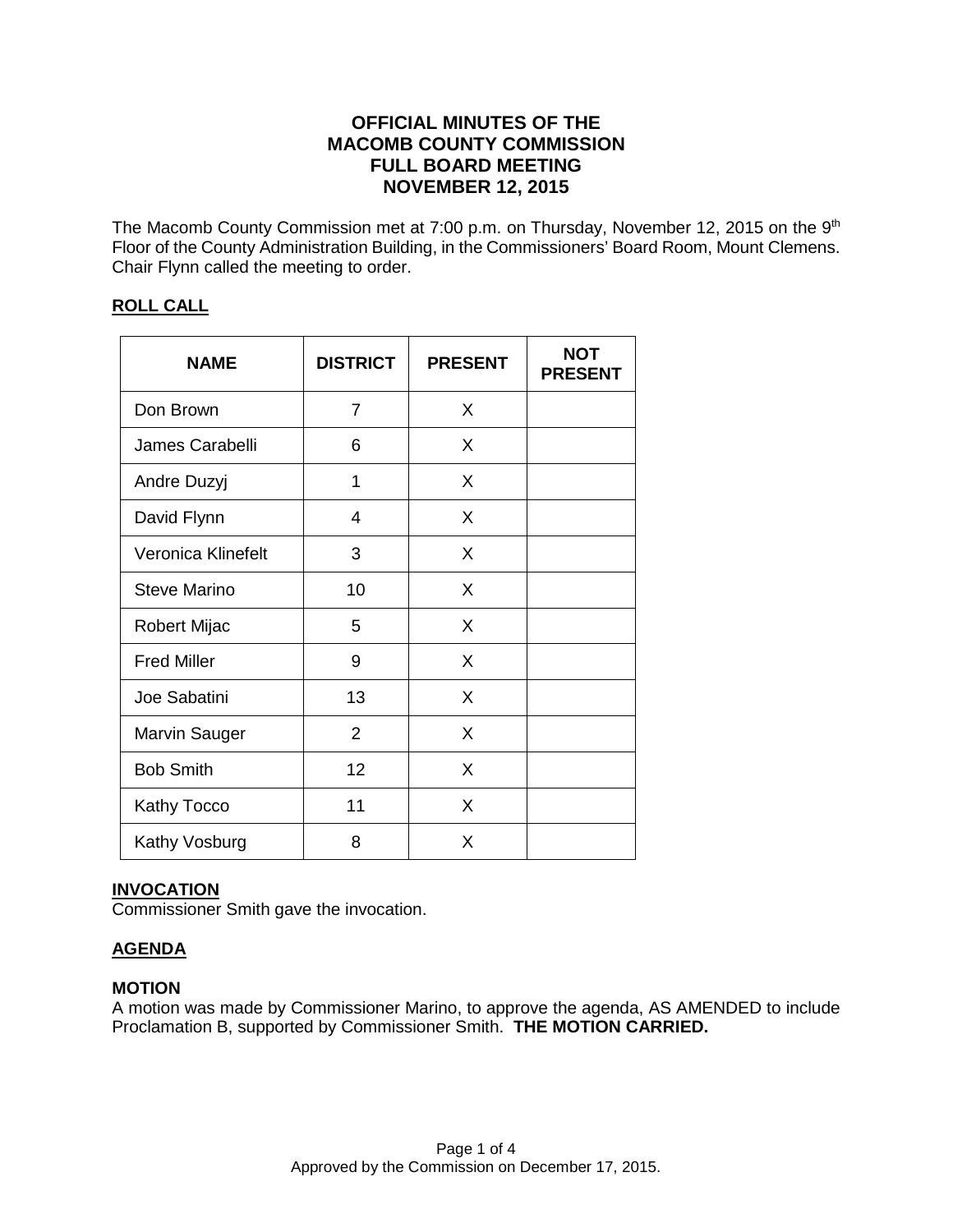# OFFICIAL MINUTES OF THE MACOMB COUNTY COMMISSION FULL BOARD MEETING NOVEMBER 12, 2015

The Macomb County Commission met at 7:00 p.m. on Thursday, November 12, 2015 on the 9th Floor of the County Administration Building, in the Commissioners' Board Room, Mount Clemens. Chair Flynn called the meeting to order.

## ROLL CALL

| NAME | DISTRICT | PRESENT | NOT PRESENT |
|---|---|---|---|
| Don Brown | 7 | X | |
| James Carabelli | 6 | X | |
| Andre Duzyj | 1 | X | |
| David Flynn | 4 | X | |
| Veronica Klinefelt | 3 | X | |
| Steve Marino | 10 | X | |
| Robert Mijac | 5 | X | |
| Fred Miller | 9 | X | |
| Joe Sabatini | 13 | X | |
| Marvin Sauger | 2 | X | |
| Bob Smith | 12 | X | |
| Kathy Tocco | 11 | X | |
| Kathy Vosburg | 8 | X | |

## INVOCATION

Commissioner Smith gave the invocation.

## AGENDA

### MOTION

A motion was made by Commissioner Marino, to approve the agenda, AS AMENDED to include Proclamation B, supported by Commissioner Smith. **THE MOTION CARRIED.**

Approved by the Commission on December 17, 2015.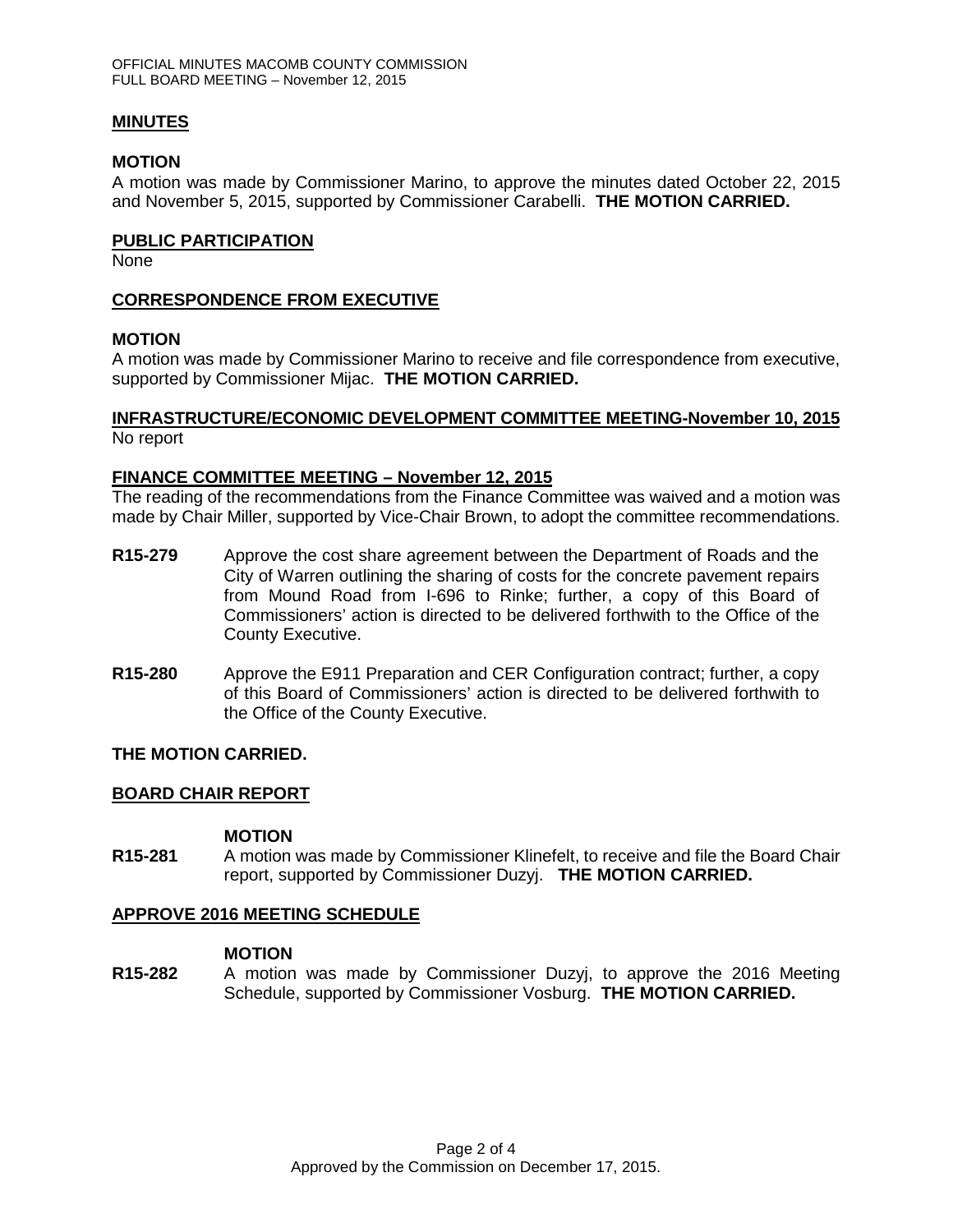## MINUTES

### MOTION

A motion was made by Commissioner Marino, to approve the minutes dated October 22, 2015 and November 5, 2015, supported by Commissioner Carabelli. **THE MOTION CARRIED.**

## PUBLIC PARTICIPATION

None

## CORRESPONDENCE FROM EXECUTIVE

### MOTION

A motion was made by Commissioner Marino to receive and file correspondence from executive, supported by Commissioner Mijac. **THE MOTION CARRIED.**

## INFRASTRUCTURE/ECONOMIC DEVELOPMENT COMMITTEE MEETING-November 10, 2015

No report

## FINANCE COMMITTEE MEETING – November 12, 2015

The reading of the recommendations from the Finance Committee was waived and a motion was made by Chair Miller, supported by Vice-Chair Brown, to adopt the committee recommendations.

**R15-279** Approve the cost share agreement between the Department of Roads and the City of Warren outlining the sharing of costs for the concrete pavement repairs from Mound Road from I-696 to Rinke; further, a copy of this Board of Commissioners' action is directed to be delivered forthwith to the Office of the County Executive.

**R15-280** Approve the E911 Preparation and CER Configuration contract; further, a copy of this Board of Commissioners' action is directed to be delivered forthwith to the Office of the County Executive.

**THE MOTION CARRIED.**

## BOARD CHAIR REPORT

### MOTION

**R15-281** A motion was made by Commissioner Klinefelt, to receive and file the Board Chair report, supported by Commissioner Duzyj. **THE MOTION CARRIED.**

## APPROVE 2016 MEETING SCHEDULE

### MOTION

**R15-282** A motion was made by Commissioner Duzyj, to approve the 2016 Meeting Schedule, supported by Commissioner Vosburg. **THE MOTION CARRIED.**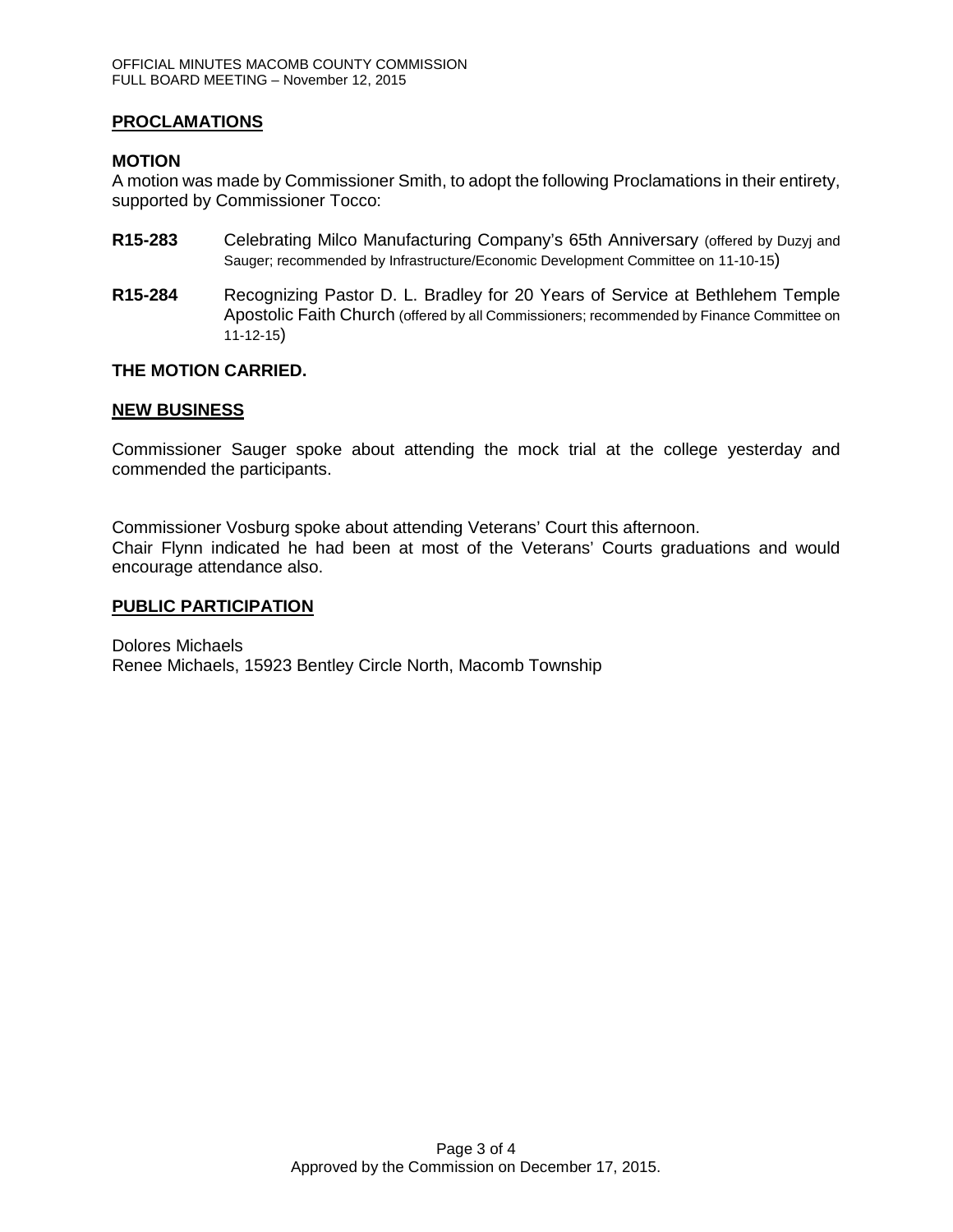## PROCLAMATIONS

**MOTION**

A motion was made by Commissioner Smith, to adopt the following Proclamations in their entirety, supported by Commissioner Tocco:

**R15-283** Celebrating Milco Manufacturing Company's 65th Anniversary (offered by Duzyj and Sauger; recommended by Infrastructure/Economic Development Committee on 11-10-15)

**R15-284** Recognizing Pastor D. L. Bradley for 20 Years of Service at Bethlehem Temple Apostolic Faith Church (offered by all Commissioners; recommended by Finance Committee on 11-12-15)

**THE MOTION CARRIED.**

## NEW BUSINESS

Commissioner Sauger spoke about attending the mock trial at the college yesterday and commended the participants.

Commissioner Vosburg spoke about attending Veterans' Court this afternoon.
Chair Flynn indicated he had been at most of the Veterans' Courts graduations and would encourage attendance also.

## PUBLIC PARTICIPATION

Dolores Michaels
Renee Michaels, 15923 Bentley Circle North, Macomb Township

Approved by the Commission on December 17, 2015.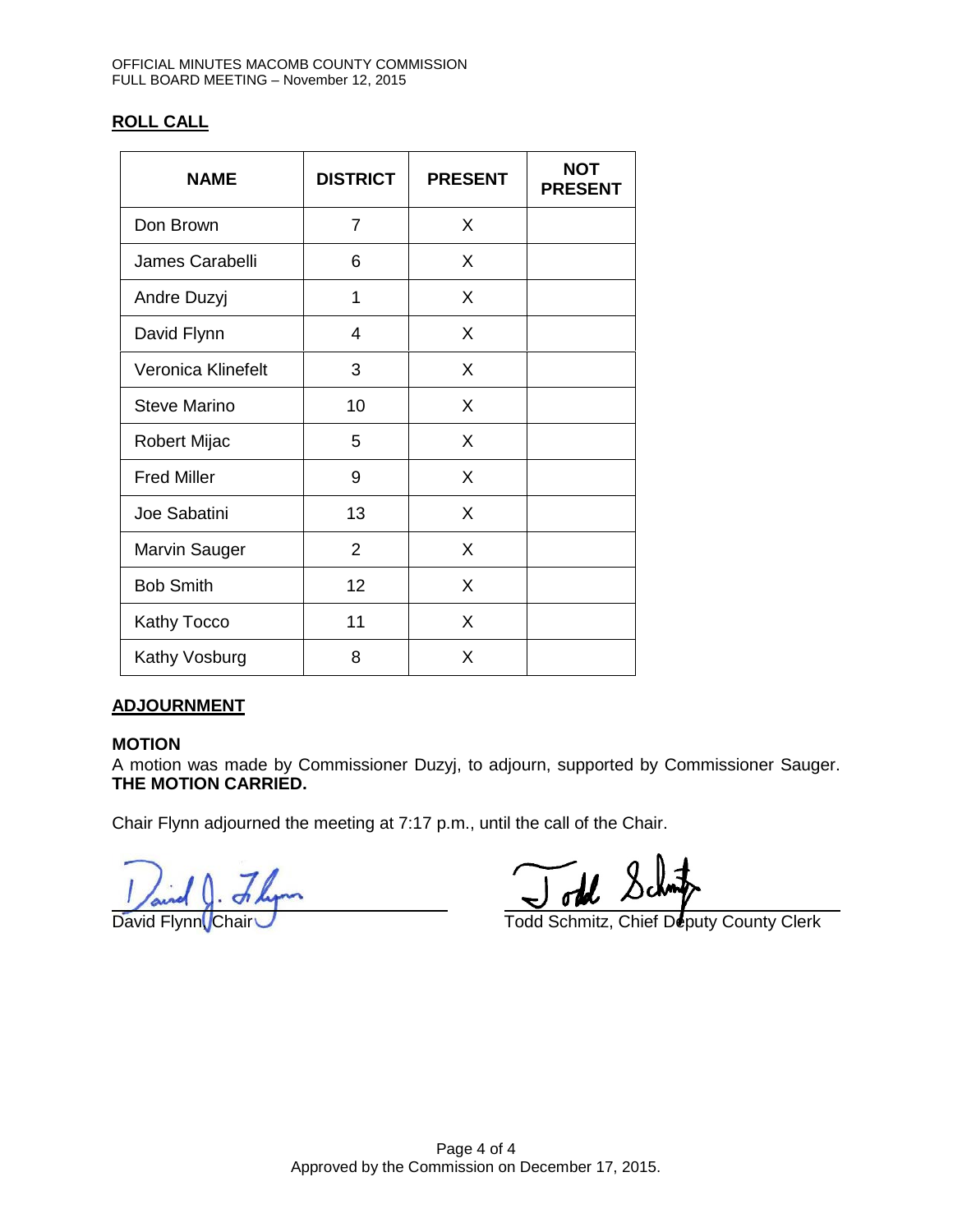## ROLL CALL

| NAME | DISTRICT | PRESENT | NOT PRESENT |
|---|---|---|---|
| Don Brown | 7 | X | |
| James Carabelli | 6 | X | |
| Andre Duzyj | 1 | X | |
| David Flynn | 4 | X | |
| Veronica Klinefelt | 3 | X | |
| Steve Marino | 10 | X | |
| Robert Mijac | 5 | X | |
| Fred Miller | 9 | X | |
| Joe Sabatini | 13 | X | |
| Marvin Sauger | 2 | X | |
| Bob Smith | 12 | X | |
| Kathy Tocco | 11 | X | |
| Kathy Vosburg | 8 | X | |

## ADJOURNMENT

**MOTION**
A motion was made by Commissioner Duzyj, to adjourn, supported by Commissioner Sauger. **THE MOTION CARRIED.**

Chair Flynn adjourned the meeting at 7:17 p.m., until the call of the Chair.

David Flynn, Chair

Todd Schmitz, Chief Deputy County Clerk

Approved by the Commission on December 17, 2015.